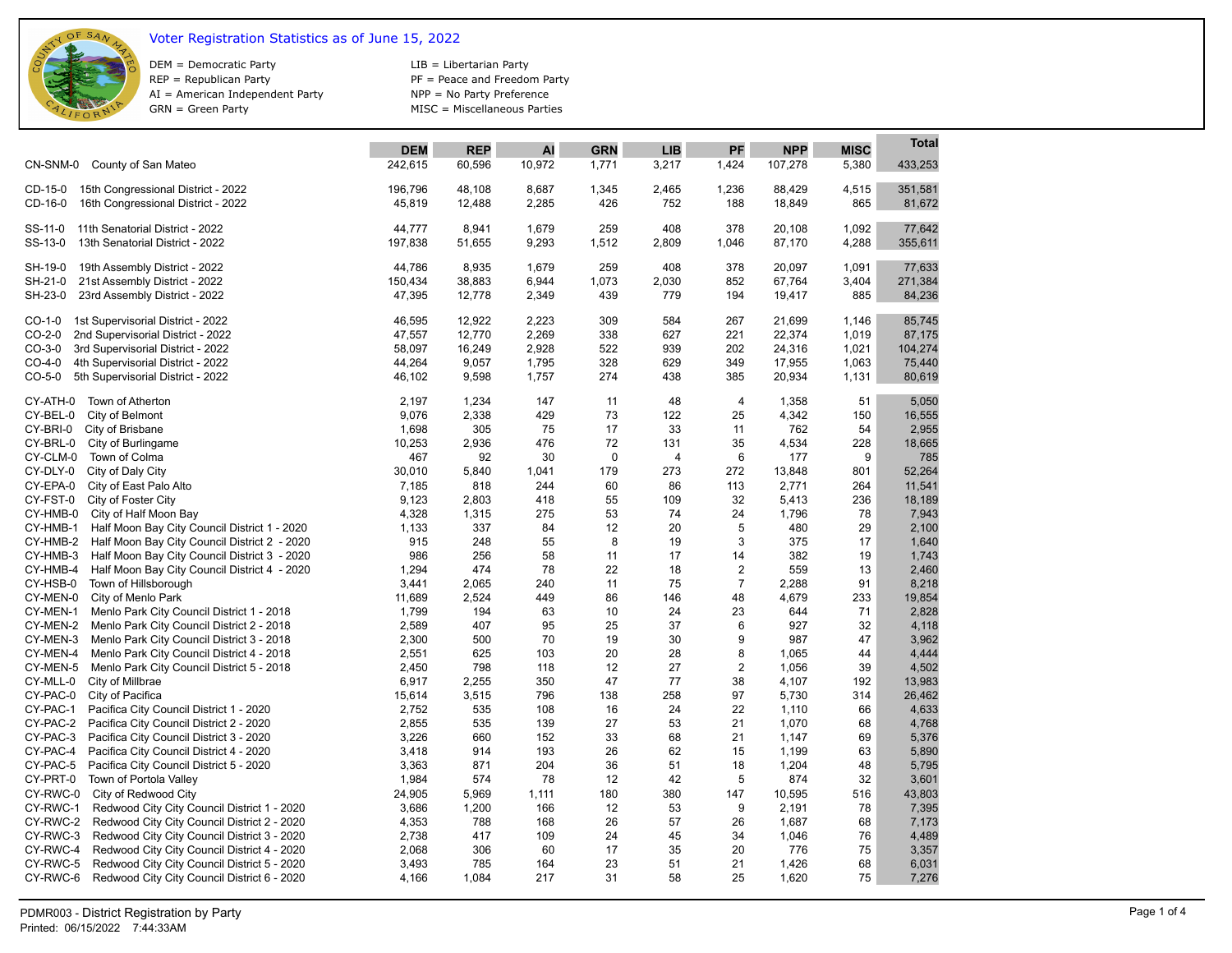# Voter Registration Statistics as of June 15, 2022

DEM = Democratic Party
REP = Republican Party
AI = American Independent Party
GRN = Green Party

LIB = Libertarian Party
PF = Peace and Freedom Party
NPP = No Party Preference
MISC = Miscellaneous Parties

| | | DEM | REP | AI | GRN | LIB | PF | NPP | MISC | Total |
|---|---|---|---|---|---|---|---|---|---|---|
| CN-SNM-0 | County of San Mateo | 242,615 | 60,596 | 10,972 | 1,771 | 3,217 | 1,424 | 107,278 | 5,380 | 433,253 |
| CD-15-0 | 15th Congressional District - 2022 | 196,796 | 48,108 | 8,687 | 1,345 | 2,465 | 1,236 | 88,429 | 4,515 | 351,581 |
| CD-16-0 | 16th Congressional District - 2022 | 45,819 | 12,488 | 2,285 | 426 | 752 | 188 | 18,849 | 865 | 81,672 |
| SS-11-0 | 11th Senatorial District - 2022 | 44,777 | 8,941 | 1,679 | 259 | 408 | 378 | 20,108 | 1,092 | 77,642 |
| SS-13-0 | 13th Senatorial District - 2022 | 197,838 | 51,655 | 9,293 | 1,512 | 2,809 | 1,046 | 87,170 | 4,288 | 355,611 |
| SH-19-0 | 19th Assembly District - 2022 | 44,786 | 8,935 | 1,679 | 259 | 408 | 378 | 20,097 | 1,091 | 77,633 |
| SH-21-0 | 21st Assembly District - 2022 | 150,434 | 38,883 | 6,944 | 1,073 | 2,030 | 852 | 67,764 | 3,404 | 271,384 |
| SH-23-0 | 23rd Assembly District - 2022 | 47,395 | 12,778 | 2,349 | 439 | 779 | 194 | 19,417 | 885 | 84,236 |
| CO-1-0 | 1st Supervisorial District - 2022 | 46,595 | 12,922 | 2,223 | 309 | 584 | 267 | 21,699 | 1,146 | 85,745 |
| CO-2-0 | 2nd Supervisorial District - 2022 | 47,557 | 12,770 | 2,269 | 338 | 627 | 221 | 22,374 | 1,019 | 87,175 |
| CO-3-0 | 3rd Supervisorial District - 2022 | 58,097 | 16,249 | 2,928 | 522 | 939 | 202 | 24,316 | 1,021 | 104,274 |
| CO-4-0 | 4th Supervisorial District - 2022 | 44,264 | 9,057 | 1,795 | 328 | 629 | 349 | 17,955 | 1,063 | 75,440 |
| CO-5-0 | 5th Supervisorial District - 2022 | 46,102 | 9,598 | 1,757 | 274 | 438 | 385 | 20,934 | 1,131 | 80,619 |
| CY-ATH-0 | Town of Atherton | 2,197 | 1,234 | 147 | 11 | 48 | 4 | 1,358 | 51 | 5,050 |
| CY-BEL-0 | City of Belmont | 9,076 | 2,338 | 429 | 73 | 122 | 25 | 4,342 | 150 | 16,555 |
| CY-BRI-0 | City of Brisbane | 1,698 | 305 | 75 | 17 | 33 | 11 | 762 | 54 | 2,955 |
| CY-BRL-0 | City of Burlingame | 10,253 | 2,936 | 476 | 72 | 131 | 35 | 4,534 | 228 | 18,665 |
| CY-CLM-0 | Town of Colma | 467 | 92 | 30 | 0 | 4 | 6 | 177 | 9 | 785 |
| CY-DLY-0 | City of Daly City | 30,010 | 5,840 | 1,041 | 179 | 273 | 272 | 13,848 | 801 | 52,264 |
| CY-EPA-0 | City of East Palo Alto | 7,185 | 818 | 244 | 60 | 86 | 113 | 2,771 | 264 | 11,541 |
| CY-FST-0 | City of Foster City | 9,123 | 2,803 | 418 | 55 | 109 | 32 | 5,413 | 236 | 18,189 |
| CY-HMB-0 | City of Half Moon Bay | 4,328 | 1,315 | 275 | 53 | 74 | 24 | 1,796 | 78 | 7,943 |
| CY-HMB-1 | Half Moon Bay City Council District 1 - 2020 | 1,133 | 337 | 84 | 12 | 20 | 5 | 480 | 29 | 2,100 |
| CY-HMB-2 | Half Moon Bay City Council District 2 - 2020 | 915 | 248 | 55 | 8 | 19 | 3 | 375 | 17 | 1,640 |
| CY-HMB-3 | Half Moon Bay City Council District 3 - 2020 | 986 | 256 | 58 | 11 | 17 | 14 | 382 | 19 | 1,743 |
| CY-HMB-4 | Half Moon Bay City Council District 4 - 2020 | 1,294 | 474 | 78 | 22 | 18 | 2 | 559 | 13 | 2,460 |
| CY-HSB-0 | Town of Hillsborough | 3,441 | 2,065 | 240 | 11 | 75 | 7 | 2,288 | 91 | 8,218 |
| CY-MEN-0 | City of Menlo Park | 11,689 | 2,524 | 449 | 86 | 146 | 48 | 4,679 | 233 | 19,854 |
| CY-MEN-1 | Menlo Park City Council District 1 - 2018 | 1,799 | 194 | 63 | 10 | 24 | 23 | 644 | 71 | 2,828 |
| CY-MEN-2 | Menlo Park City Council District 2 - 2018 | 2,589 | 407 | 95 | 25 | 37 | 6 | 927 | 32 | 4,118 |
| CY-MEN-3 | Menlo Park City Council District 3 - 2018 | 2,300 | 500 | 70 | 19 | 30 | 9 | 987 | 47 | 3,962 |
| CY-MEN-4 | Menlo Park City Council District 4 - 2018 | 2,551 | 625 | 103 | 20 | 28 | 8 | 1,065 | 44 | 4,444 |
| CY-MEN-5 | Menlo Park City Council District 5 - 2018 | 2,450 | 798 | 118 | 12 | 27 | 2 | 1,056 | 39 | 4,502 |
| CY-MLL-0 | City of Millbrae | 6,917 | 2,255 | 350 | 47 | 77 | 38 | 4,107 | 192 | 13,983 |
| CY-PAC-0 | City of Pacifica | 15,614 | 3,515 | 796 | 138 | 258 | 97 | 5,730 | 314 | 26,462 |
| CY-PAC-1 | Pacifica City Council District 1 - 2020 | 2,752 | 535 | 108 | 16 | 24 | 22 | 1,110 | 66 | 4,633 |
| CY-PAC-2 | Pacifica City Council District 2 - 2020 | 2,855 | 535 | 139 | 27 | 53 | 21 | 1,070 | 68 | 4,768 |
| CY-PAC-3 | Pacifica City Council District 3 - 2020 | 3,226 | 660 | 152 | 33 | 68 | 21 | 1,147 | 69 | 5,376 |
| CY-PAC-4 | Pacifica City Council District 4 - 2020 | 3,418 | 914 | 193 | 26 | 62 | 15 | 1,199 | 63 | 5,890 |
| CY-PAC-5 | Pacifica City Council District 5 - 2020 | 3,363 | 871 | 204 | 36 | 51 | 18 | 1,204 | 48 | 5,795 |
| CY-PRT-0 | Town of Portola Valley | 1,984 | 574 | 78 | 12 | 42 | 5 | 874 | 32 | 3,601 |
| CY-RWC-0 | City of Redwood City | 24,905 | 5,969 | 1,111 | 180 | 380 | 147 | 10,595 | 516 | 43,803 |
| CY-RWC-1 | Redwood City City Council District 1 - 2020 | 3,686 | 1,200 | 166 | 12 | 53 | 9 | 2,191 | 78 | 7,395 |
| CY-RWC-2 | Redwood City City Council District 2 - 2020 | 4,353 | 788 | 168 | 26 | 57 | 26 | 1,687 | 68 | 7,173 |
| CY-RWC-3 | Redwood City City Council District 3 - 2020 | 2,738 | 417 | 109 | 24 | 45 | 34 | 1,046 | 76 | 4,489 |
| CY-RWC-4 | Redwood City City Council District 4 - 2020 | 2,068 | 306 | 60 | 17 | 35 | 20 | 776 | 75 | 3,357 |
| CY-RWC-5 | Redwood City City Council District 5 - 2020 | 3,493 | 785 | 164 | 23 | 51 | 21 | 1,426 | 68 | 6,031 |
| CY-RWC-6 | Redwood City City Council District 6 - 2020 | 4,166 | 1,084 | 217 | 31 | 58 | 25 | 1,620 | 75 | 7,276 |

PDMR003 - District Registration by Party
Printed: 06/15/2022 7:44:33AM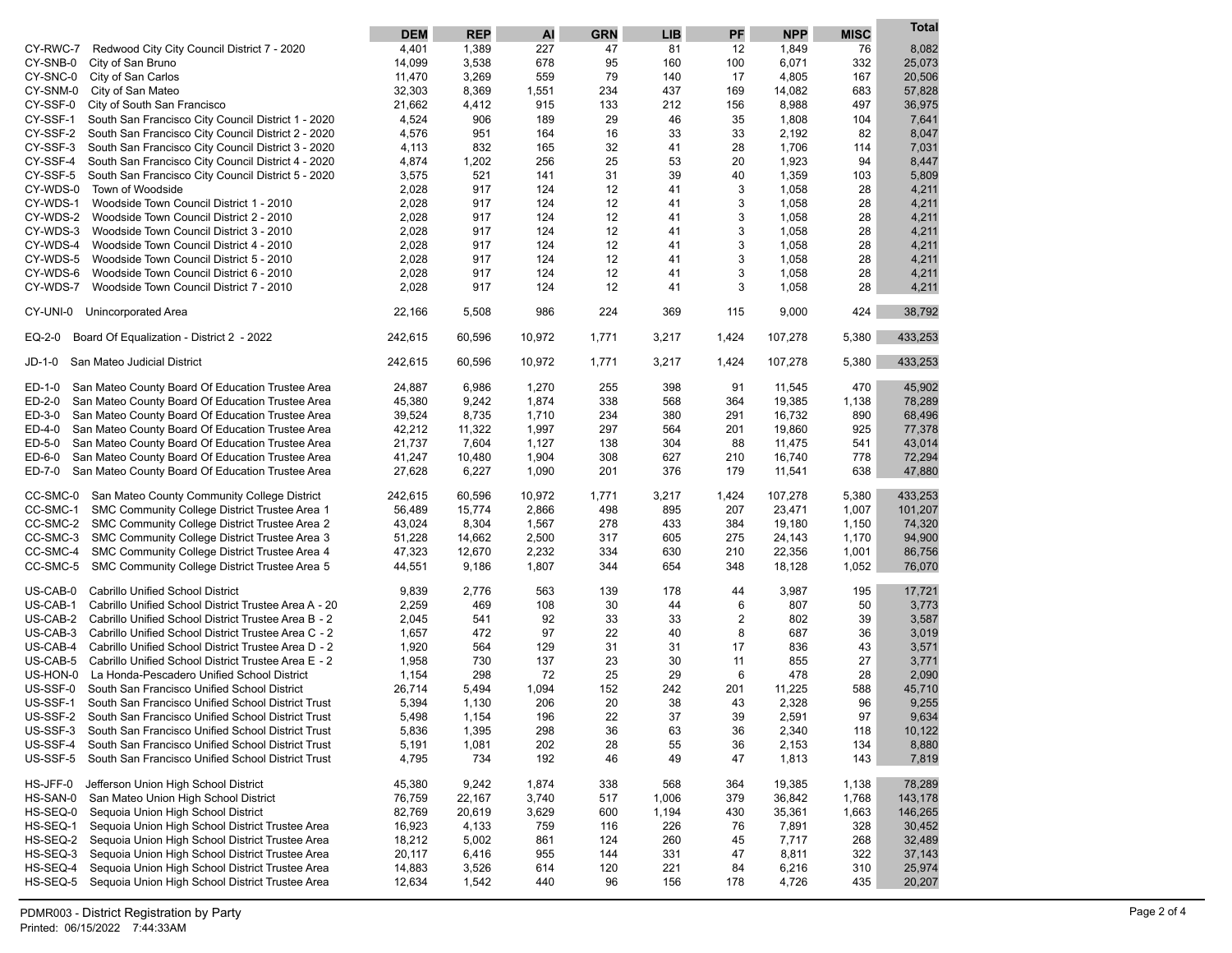| | | DEM | REP | AI | GRN | LIB | PF | NPP | MISC | Total |
|---|---|---|---|---|---|---|---|---|---|---|
| CY-RWC-7 | Redwood City City Council District 7 - 2020 | 4,401 | 1,389 | 227 | 47 | 81 | 12 | 1,849 | 76 | 8,082 |
| CY-SNB-0 | City of San Bruno | 14,099 | 3,538 | 678 | 95 | 160 | 100 | 6,071 | 332 | 25,073 |
| CY-SNC-0 | City of San Carlos | 11,470 | 3,269 | 559 | 79 | 140 | 17 | 4,805 | 167 | 20,506 |
| CY-SNM-0 | City of San Mateo | 32,303 | 8,369 | 1,551 | 234 | 437 | 169 | 14,082 | 683 | 57,828 |
| CY-SSF-0 | City of South San Francisco | 21,662 | 4,412 | 915 | 133 | 212 | 156 | 8,988 | 497 | 36,975 |
| CY-SSF-1 | South San Francisco City Council District 1 - 2020 | 4,524 | 906 | 189 | 29 | 46 | 35 | 1,808 | 104 | 7,641 |
| CY-SSF-2 | South San Francisco City Council District 2 - 2020 | 4,576 | 951 | 164 | 16 | 33 | 33 | 2,192 | 82 | 8,047 |
| CY-SSF-3 | South San Francisco City Council District 3 - 2020 | 4,113 | 832 | 165 | 32 | 41 | 28 | 1,706 | 114 | 7,031 |
| CY-SSF-4 | South San Francisco City Council District 4 - 2020 | 4,874 | 1,202 | 256 | 25 | 53 | 20 | 1,923 | 94 | 8,447 |
| CY-SSF-5 | South San Francisco City Council District 5 - 2020 | 3,575 | 521 | 141 | 31 | 39 | 40 | 1,359 | 103 | 5,809 |
| CY-WDS-0 | Town of Woodside | 2,028 | 917 | 124 | 12 | 41 | 3 | 1,058 | 28 | 4,211 |
| CY-WDS-1 | Woodside Town Council District 1 - 2010 | 2,028 | 917 | 124 | 12 | 41 | 3 | 1,058 | 28 | 4,211 |
| CY-WDS-2 | Woodside Town Council District 2 - 2010 | 2,028 | 917 | 124 | 12 | 41 | 3 | 1,058 | 28 | 4,211 |
| CY-WDS-3 | Woodside Town Council District 3 - 2010 | 2,028 | 917 | 124 | 12 | 41 | 3 | 1,058 | 28 | 4,211 |
| CY-WDS-4 | Woodside Town Council District 4 - 2010 | 2,028 | 917 | 124 | 12 | 41 | 3 | 1,058 | 28 | 4,211 |
| CY-WDS-5 | Woodside Town Council District 5 - 2010 | 2,028 | 917 | 124 | 12 | 41 | 3 | 1,058 | 28 | 4,211 |
| CY-WDS-6 | Woodside Town Council District 6 - 2010 | 2,028 | 917 | 124 | 12 | 41 | 3 | 1,058 | 28 | 4,211 |
| CY-WDS-7 | Woodside Town Council District 7 - 2010 | 2,028 | 917 | 124 | 12 | 41 | 3 | 1,058 | 28 | 4,211 |
| CY-UNI-0 | Unincorporated Area | 22,166 | 5,508 | 986 | 224 | 369 | 115 | 9,000 | 424 | 38,792 |
| EQ-2-0 | Board Of Equalization - District 2 - 2022 | 242,615 | 60,596 | 10,972 | 1,771 | 3,217 | 1,424 | 107,278 | 5,380 | 433,253 |
| JD-1-0 | San Mateo Judicial District | 242,615 | 60,596 | 10,972 | 1,771 | 3,217 | 1,424 | 107,278 | 5,380 | 433,253 |
| ED-1-0 | San Mateo County Board Of Education Trustee Area | 24,887 | 6,986 | 1,270 | 255 | 398 | 91 | 11,545 | 470 | 45,902 |
| ED-2-0 | San Mateo County Board Of Education Trustee Area | 45,380 | 9,242 | 1,874 | 338 | 568 | 364 | 19,385 | 1,138 | 78,289 |
| ED-3-0 | San Mateo County Board Of Education Trustee Area | 39,524 | 8,735 | 1,710 | 234 | 380 | 291 | 16,732 | 890 | 68,496 |
| ED-4-0 | San Mateo County Board Of Education Trustee Area | 42,212 | 11,322 | 1,997 | 297 | 564 | 201 | 19,860 | 925 | 77,378 |
| ED-5-0 | San Mateo County Board Of Education Trustee Area | 21,737 | 7,604 | 1,127 | 138 | 304 | 88 | 11,475 | 541 | 43,014 |
| ED-6-0 | San Mateo County Board Of Education Trustee Area | 41,247 | 10,480 | 1,904 | 308 | 627 | 210 | 16,740 | 778 | 72,294 |
| ED-7-0 | San Mateo County Board Of Education Trustee Area | 27,628 | 6,227 | 1,090 | 201 | 376 | 179 | 11,541 | 638 | 47,880 |
| CC-SMC-0 | San Mateo County Community College District | 242,615 | 60,596 | 10,972 | 1,771 | 3,217 | 1,424 | 107,278 | 5,380 | 433,253 |
| CC-SMC-1 | SMC Community College District Trustee Area 1 | 56,489 | 15,774 | 2,866 | 498 | 895 | 207 | 23,471 | 1,007 | 101,207 |
| CC-SMC-2 | SMC Community College District Trustee Area 2 | 43,024 | 8,304 | 1,567 | 278 | 433 | 384 | 19,180 | 1,150 | 74,320 |
| CC-SMC-3 | SMC Community College District Trustee Area 3 | 51,228 | 14,662 | 2,500 | 317 | 605 | 275 | 24,143 | 1,170 | 94,900 |
| CC-SMC-4 | SMC Community College District Trustee Area 4 | 47,323 | 12,670 | 2,232 | 334 | 630 | 210 | 22,356 | 1,001 | 86,756 |
| CC-SMC-5 | SMC Community College District Trustee Area 5 | 44,551 | 9,186 | 1,807 | 344 | 654 | 348 | 18,128 | 1,052 | 76,070 |
| US-CAB-0 | Cabrillo Unified School District | 9,839 | 2,776 | 563 | 139 | 178 | 44 | 3,987 | 195 | 17,721 |
| US-CAB-1 | Cabrillo Unified School District Trustee Area A - 20 | 2,259 | 469 | 108 | 30 | 44 | 6 | 807 | 50 | 3,773 |
| US-CAB-2 | Cabrillo Unified School District Trustee Area B - 2 | 2,045 | 541 | 92 | 33 | 33 | 2 | 802 | 39 | 3,587 |
| US-CAB-3 | Cabrillo Unified School District Trustee Area C - 2 | 1,657 | 472 | 97 | 22 | 40 | 8 | 687 | 36 | 3,019 |
| US-CAB-4 | Cabrillo Unified School District Trustee Area D - 2 | 1,920 | 564 | 129 | 31 | 31 | 17 | 836 | 43 | 3,571 |
| US-CAB-5 | Cabrillo Unified School District Trustee Area E - 2 | 1,958 | 730 | 137 | 23 | 30 | 11 | 855 | 27 | 3,771 |
| US-HON-0 | La Honda-Pescadero Unified School District | 1,154 | 298 | 72 | 25 | 29 | 6 | 478 | 28 | 2,090 |
| US-SSF-0 | South San Francisco Unified School District | 26,714 | 5,494 | 1,094 | 152 | 242 | 201 | 11,225 | 588 | 45,710 |
| US-SSF-1 | South San Francisco Unified School District Trust | 5,394 | 1,130 | 206 | 20 | 38 | 43 | 2,328 | 96 | 9,255 |
| US-SSF-2 | South San Francisco Unified School District Trust | 5,498 | 1,154 | 196 | 22 | 37 | 39 | 2,591 | 97 | 9,634 |
| US-SSF-3 | South San Francisco Unified School District Trust | 5,836 | 1,395 | 298 | 36 | 63 | 36 | 2,340 | 118 | 10,122 |
| US-SSF-4 | South San Francisco Unified School District Trust | 5,191 | 1,081 | 202 | 28 | 55 | 36 | 2,153 | 134 | 8,880 |
| US-SSF-5 | South San Francisco Unified School District Trust | 4,795 | 734 | 192 | 46 | 49 | 47 | 1,813 | 143 | 7,819 |
| HS-JFF-0 | Jefferson Union High School District | 45,380 | 9,242 | 1,874 | 338 | 568 | 364 | 19,385 | 1,138 | 78,289 |
| HS-SAN-0 | San Mateo Union High School District | 76,759 | 22,167 | 3,740 | 517 | 1,006 | 379 | 36,842 | 1,768 | 143,178 |
| HS-SEQ-0 | Sequoia Union High School District | 82,769 | 20,619 | 3,629 | 600 | 1,194 | 430 | 35,361 | 1,663 | 146,265 |
| HS-SEQ-1 | Sequoia Union High School District Trustee Area | 16,923 | 4,133 | 759 | 116 | 226 | 76 | 7,891 | 328 | 30,452 |
| HS-SEQ-2 | Sequoia Union High School District Trustee Area | 18,212 | 5,002 | 861 | 124 | 260 | 45 | 7,717 | 268 | 32,489 |
| HS-SEQ-3 | Sequoia Union High School District Trustee Area | 20,117 | 6,416 | 955 | 144 | 331 | 47 | 8,811 | 322 | 37,143 |
| HS-SEQ-4 | Sequoia Union High School District Trustee Area | 14,883 | 3,526 | 614 | 120 | 221 | 84 | 6,216 | 310 | 25,974 |
| HS-SEQ-5 | Sequoia Union High School District Trustee Area | 12,634 | 1,542 | 440 | 96 | 156 | 178 | 4,726 | 435 | 20,207 |

PDMR003 - District Registration by Party
Printed: 06/15/2022 7:44:33AM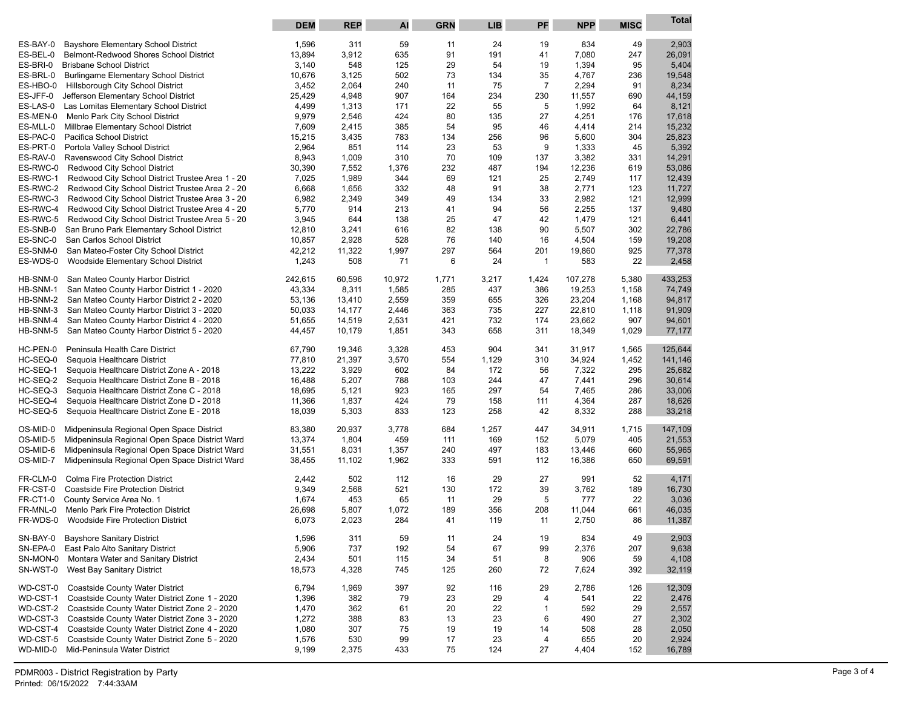| | | DEM | REP | AI | GRN | LIB | PF | NPP | MISC | Total |
|---|---|---|---|---|---|---|---|---|---|---|
| ES-BAY-0 | Bayshore Elementary School District | 1,596 | 311 | 59 | 11 | 24 | 19 | 834 | 49 | 2,903 |
| ES-BEL-0 | Belmont-Redwood Shores School District | 13,894 | 3,912 | 635 | 91 | 191 | 41 | 7,080 | 247 | 26,091 |
| ES-BRI-0 | Brisbane School District | 3,140 | 548 | 125 | 29 | 54 | 19 | 1,394 | 95 | 5,404 |
| ES-BRL-0 | Burlingame Elementary School District | 10,676 | 3,125 | 502 | 73 | 134 | 35 | 4,767 | 236 | 19,548 |
| ES-HBO-0 | Hillsborough City School District | 3,452 | 2,064 | 240 | 11 | 75 | 7 | 2,294 | 91 | 8,234 |
| ES-JFF-0 | Jefferson Elementary School District | 25,429 | 4,948 | 907 | 164 | 234 | 230 | 11,557 | 690 | 44,159 |
| ES-LAS-0 | Las Lomitas Elementary School District | 4,499 | 1,313 | 171 | 22 | 55 | 5 | 1,992 | 64 | 8,121 |
| ES-MEN-0 | Menlo Park City School District | 9,979 | 2,546 | 424 | 80 | 135 | 27 | 4,251 | 176 | 17,618 |
| ES-MLL-0 | Millbrae Elementary School District | 7,609 | 2,415 | 385 | 54 | 95 | 46 | 4,414 | 214 | 15,232 |
| ES-PAC-0 | Pacifica School District | 15,215 | 3,435 | 783 | 134 | 256 | 96 | 5,600 | 304 | 25,823 |
| ES-PRT-0 | Portola Valley School District | 2,964 | 851 | 114 | 23 | 53 | 9 | 1,333 | 45 | 5,392 |
| ES-RAV-0 | Ravenswood City School District | 8,943 | 1,009 | 310 | 70 | 109 | 137 | 3,382 | 331 | 14,291 |
| ES-RWC-0 | Redwood City School District | 30,390 | 7,552 | 1,376 | 232 | 487 | 194 | 12,236 | 619 | 53,086 |
| ES-RWC-1 | Redwood City School District Trustee Area 1 - 20 | 7,025 | 1,989 | 344 | 69 | 121 | 25 | 2,749 | 117 | 12,439 |
| ES-RWC-2 | Redwood City School District Trustee Area 2 - 20 | 6,668 | 1,656 | 332 | 48 | 91 | 38 | 2,771 | 123 | 11,727 |
| ES-RWC-3 | Redwood City School District Trustee Area 3 - 20 | 6,982 | 2,349 | 349 | 49 | 134 | 33 | 2,982 | 121 | 12,999 |
| ES-RWC-4 | Redwood City School District Trustee Area 4 - 20 | 5,770 | 914 | 213 | 41 | 94 | 56 | 2,255 | 137 | 9,480 |
| ES-RWC-5 | Redwood City School District Trustee Area 5 - 20 | 3,945 | 644 | 138 | 25 | 47 | 42 | 1,479 | 121 | 6,441 |
| ES-SNB-0 | San Bruno Park Elementary School District | 12,810 | 3,241 | 616 | 82 | 138 | 90 | 5,507 | 302 | 22,786 |
| ES-SNC-0 | San Carlos School District | 10,857 | 2,928 | 528 | 76 | 140 | 16 | 4,504 | 159 | 19,208 |
| ES-SNM-0 | San Mateo-Foster City School District | 42,212 | 11,322 | 1,997 | 297 | 564 | 201 | 19,860 | 925 | 77,378 |
| ES-WDS-0 | Woodside Elementary School District | 1,243 | 508 | 71 | 6 | 24 | 1 | 583 | 22 | 2,458 |
| HB-SNM-0 | San Mateo County Harbor District | 242,615 | 60,596 | 10,972 | 1,771 | 3,217 | 1,424 | 107,278 | 5,380 | 433,253 |
| HB-SNM-1 | San Mateo County Harbor District 1 - 2020 | 43,334 | 8,311 | 1,585 | 285 | 437 | 386 | 19,253 | 1,158 | 74,749 |
| HB-SNM-2 | San Mateo County Harbor District 2 - 2020 | 53,136 | 13,410 | 2,559 | 359 | 655 | 326 | 23,204 | 1,168 | 94,817 |
| HB-SNM-3 | San Mateo County Harbor District 3 - 2020 | 50,033 | 14,177 | 2,446 | 363 | 735 | 227 | 22,810 | 1,118 | 91,909 |
| HB-SNM-4 | San Mateo County Harbor District 4 - 2020 | 51,655 | 14,519 | 2,531 | 421 | 732 | 174 | 23,662 | 907 | 94,601 |
| HB-SNM-5 | San Mateo County Harbor District 5 - 2020 | 44,457 | 10,179 | 1,851 | 343 | 658 | 311 | 18,349 | 1,029 | 77,177 |
| HC-PEN-0 | Peninsula Health Care District | 67,790 | 19,346 | 3,328 | 453 | 904 | 341 | 31,917 | 1,565 | 125,644 |
| HC-SEQ-0 | Sequoia Healthcare District | 77,810 | 21,397 | 3,570 | 554 | 1,129 | 310 | 34,924 | 1,452 | 141,146 |
| HC-SEQ-1 | Sequoia Healthcare District Zone A - 2018 | 13,222 | 3,929 | 602 | 84 | 172 | 56 | 7,322 | 295 | 25,682 |
| HC-SEQ-2 | Sequoia Healthcare District Zone B - 2018 | 16,488 | 5,207 | 788 | 103 | 244 | 47 | 7,441 | 296 | 30,614 |
| HC-SEQ-3 | Sequoia Healthcare District Zone C - 2018 | 18,695 | 5,121 | 923 | 165 | 297 | 54 | 7,465 | 286 | 33,006 |
| HC-SEQ-4 | Sequoia Healthcare District Zone D - 2018 | 11,366 | 1,837 | 424 | 79 | 158 | 111 | 4,364 | 287 | 18,626 |
| HC-SEQ-5 | Sequoia Healthcare District Zone E - 2018 | 18,039 | 5,303 | 833 | 123 | 258 | 42 | 8,332 | 288 | 33,218 |
| OS-MID-0 | Midpeninsula Regional Open Space District | 83,380 | 20,937 | 3,778 | 684 | 1,257 | 447 | 34,911 | 1,715 | 147,109 |
| OS-MID-5 | Midpeninsula Regional Open Space District Ward | 13,374 | 1,804 | 459 | 111 | 169 | 152 | 5,079 | 405 | 21,553 |
| OS-MID-6 | Midpeninsula Regional Open Space District Ward | 31,551 | 8,031 | 1,357 | 240 | 497 | 183 | 13,446 | 660 | 55,965 |
| OS-MID-7 | Midpeninsula Regional Open Space District Ward | 38,455 | 11,102 | 1,962 | 333 | 591 | 112 | 16,386 | 650 | 69,591 |
| FR-CLM-0 | Colma Fire Protection District | 2,442 | 502 | 112 | 16 | 29 | 27 | 991 | 52 | 4,171 |
| FR-CST-0 | Coastside Fire Protection District | 9,349 | 2,568 | 521 | 130 | 172 | 39 | 3,762 | 189 | 16,730 |
| FR-CT1-0 | County Service Area No. 1 | 1,674 | 453 | 65 | 11 | 29 | 5 | 777 | 22 | 3,036 |
| FR-MNL-0 | Menlo Park Fire Protection District | 26,698 | 5,807 | 1,072 | 189 | 356 | 208 | 11,044 | 661 | 46,035 |
| FR-WDS-0 | Woodside Fire Protection District | 6,073 | 2,023 | 284 | 41 | 119 | 11 | 2,750 | 86 | 11,387 |
| SN-BAY-0 | Bayshore Sanitary District | 1,596 | 311 | 59 | 11 | 24 | 19 | 834 | 49 | 2,903 |
| SN-EPA-0 | East Palo Alto Sanitary District | 5,906 | 737 | 192 | 54 | 67 | 99 | 2,376 | 207 | 9,638 |
| SN-MON-0 | Montara Water and Sanitary District | 2,434 | 501 | 115 | 34 | 51 | 8 | 906 | 59 | 4,108 |
| SN-WST-0 | West Bay Sanitary District | 18,573 | 4,328 | 745 | 125 | 260 | 72 | 7,624 | 392 | 32,119 |
| WD-CST-0 | Coastside County Water District | 6,794 | 1,969 | 397 | 92 | 116 | 29 | 2,786 | 126 | 12,309 |
| WD-CST-1 | Coastside County Water District Zone 1 - 2020 | 1,396 | 382 | 79 | 23 | 29 | 4 | 541 | 22 | 2,476 |
| WD-CST-2 | Coastside County Water District Zone 2 - 2020 | 1,470 | 362 | 61 | 20 | 22 | 1 | 592 | 29 | 2,557 |
| WD-CST-3 | Coastside County Water District Zone 3 - 2020 | 1,272 | 388 | 83 | 13 | 23 | 6 | 490 | 27 | 2,302 |
| WD-CST-4 | Coastside County Water District Zone 4 - 2020 | 1,080 | 307 | 75 | 19 | 19 | 14 | 508 | 28 | 2,050 |
| WD-CST-5 | Coastside County Water District Zone 5 - 2020 | 1,576 | 530 | 99 | 17 | 23 | 4 | 655 | 20 | 2,924 |
| WD-MID-0 | Mid-Peninsula Water District | 9,199 | 2,375 | 433 | 75 | 124 | 27 | 4,404 | 152 | 16,789 |

PDMR003 - District Registration by Party
Printed: 06/15/2022 7:44:33AM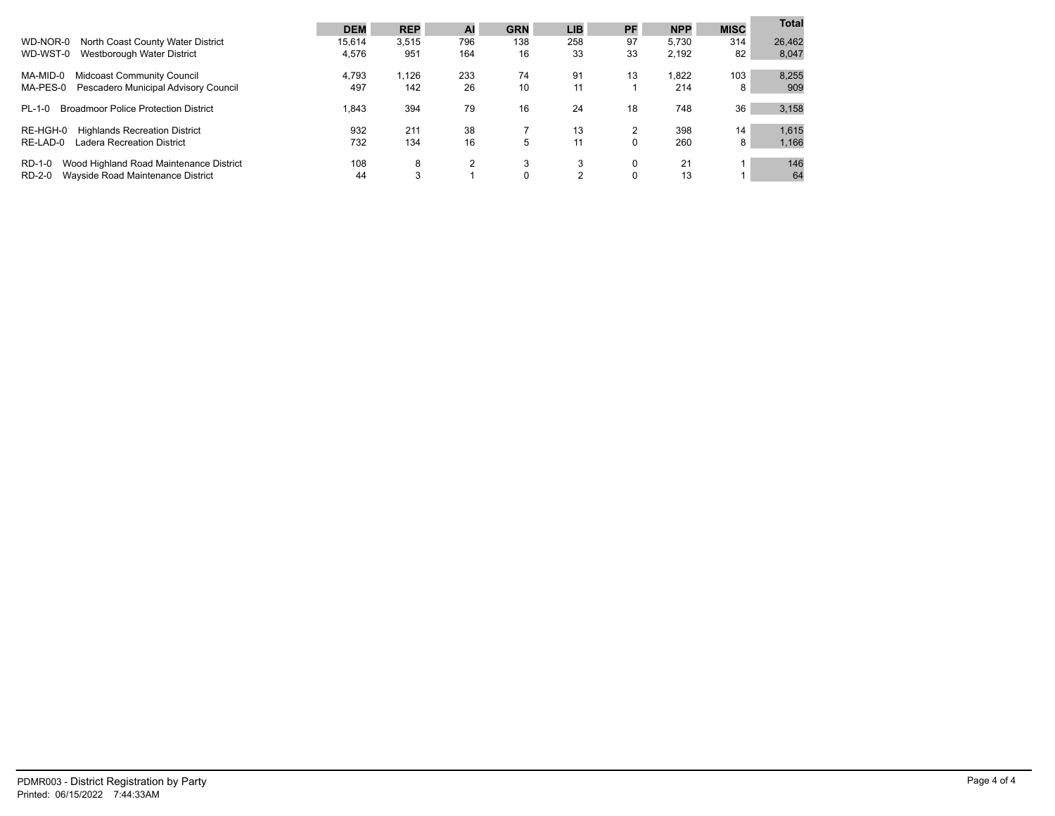| | DEM | REP | AI | GRN | LIB | PF | NPP | MISC | Total |
|---|---|---|---|---|---|---|---|---|---|
| WD-NOR-0 North Coast County Water District | 15,614 | 3,515 | 796 | 138 | 258 | 97 | 5,730 | 314 | 26,462 |
| WD-WST-0 Westborough Water District | 4,576 | 951 | 164 | 16 | 33 | 33 | 2,192 | 82 | 8,047 |
| MA-MID-0 Midcoast Community Council | 4,793 | 1,126 | 233 | 74 | 91 | 13 | 1,822 | 103 | 8,255 |
| MA-PES-0 Pescadero Municipal Advisory Council | 497 | 142 | 26 | 10 | 11 | 1 | 214 | 8 | 909 |
| PL-1-0 Broadmoor Police Protection District | 1,843 | 394 | 79 | 16 | 24 | 18 | 748 | 36 | 3,158 |
| RE-HGH-0 Highlands Recreation District | 932 | 211 | 38 | 7 | 13 | 2 | 398 | 14 | 1,615 |
| RE-LAD-0 Ladera Recreation District | 732 | 134 | 16 | 5 | 11 | 0 | 260 | 8 | 1,166 |
| RD-1-0 Wood Highland Road Maintenance District | 108 | 8 | 2 | 3 | 3 | 0 | 21 | 1 | 146 |
| RD-2-0 Wayside Road Maintenance District | 44 | 3 | 1 | 0 | 2 | 0 | 13 | 1 | 64 |

PDMR003 - District Registration by Party
Printed: 06/15/2022 7:44:33AM